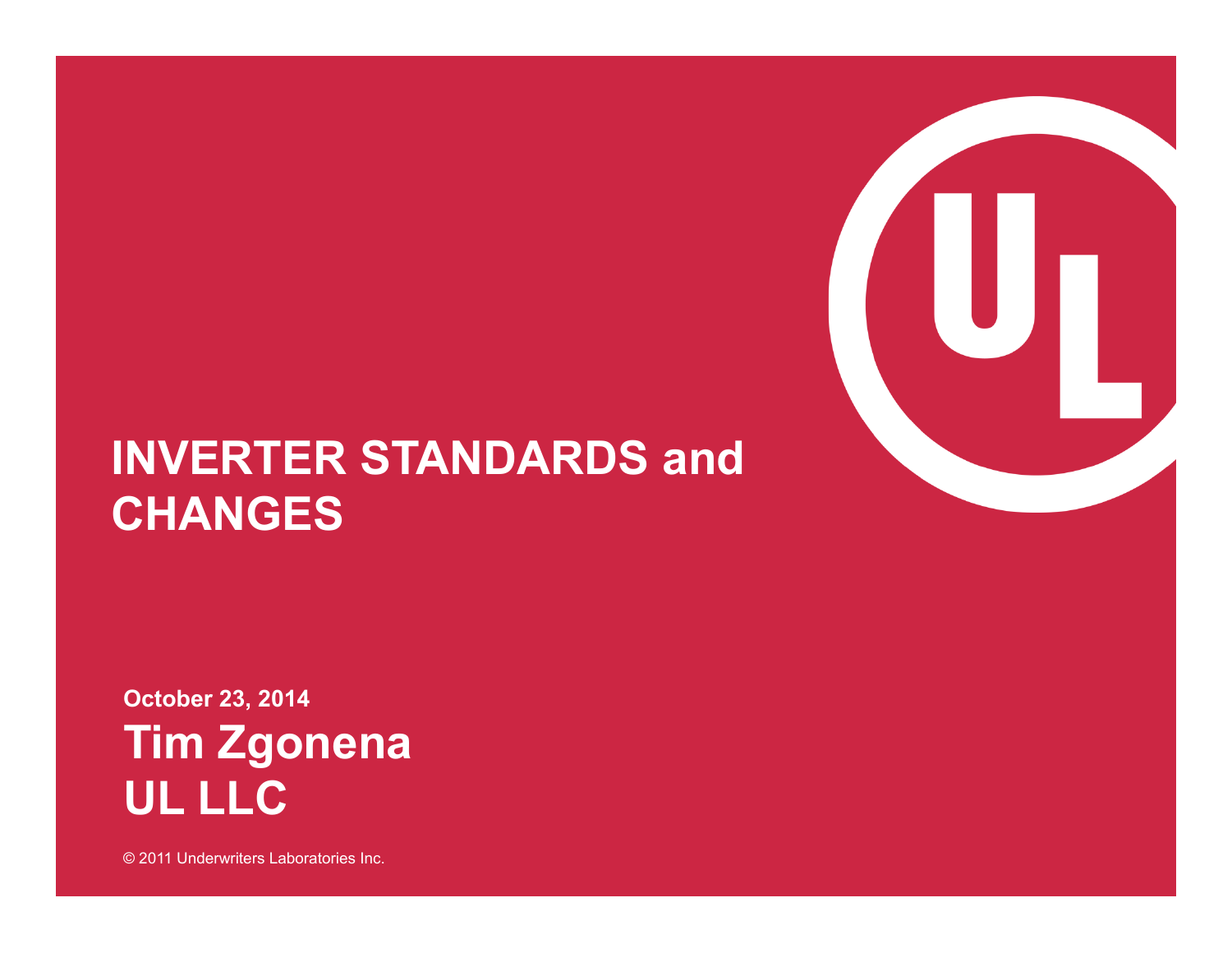# INVERTER STANDARDS and CHANGES

**October 23, 2014**

**Tim Zgonena**

**UL LLC**

© 2011 Underwriters Laboratories Inc.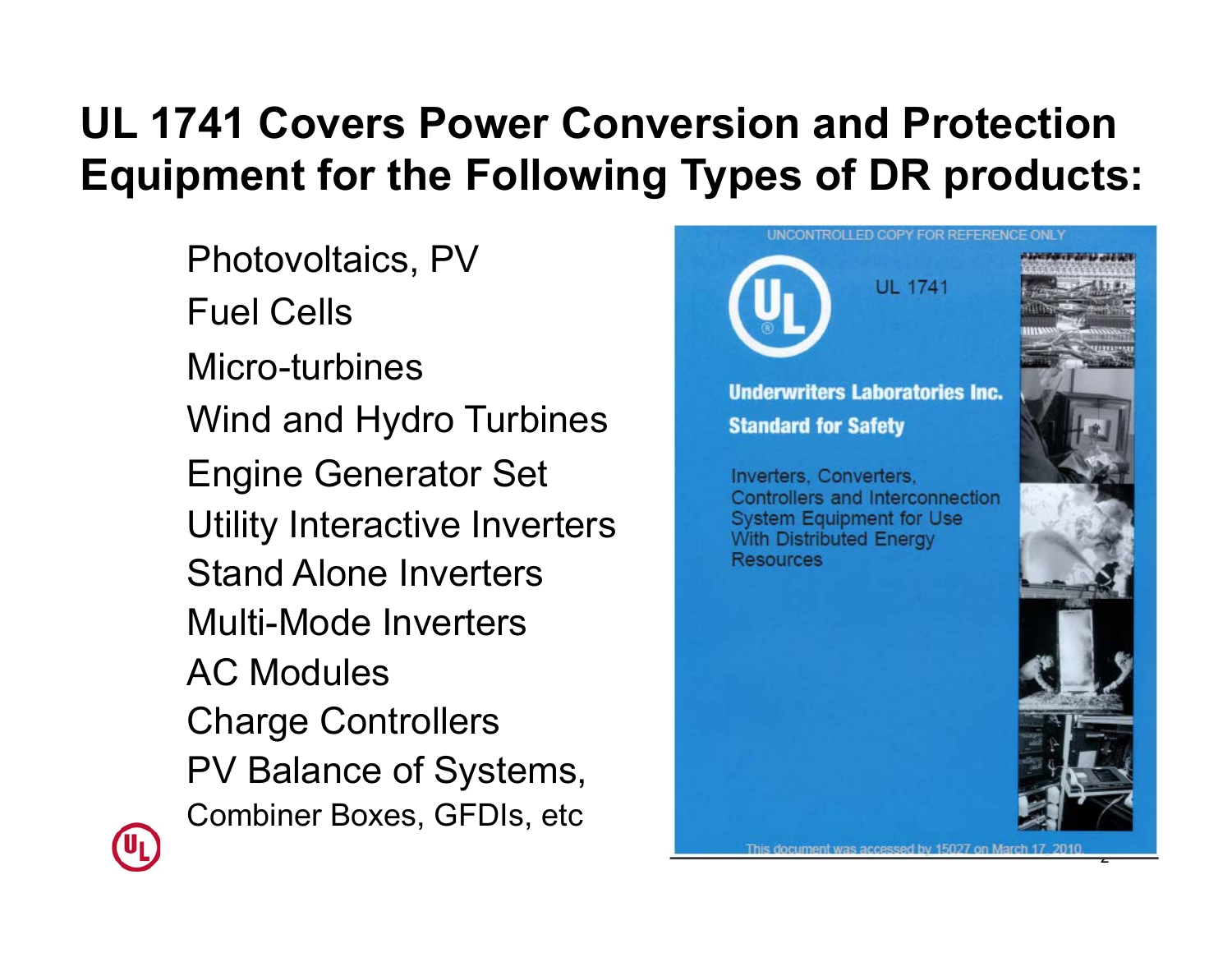# UL 1741 Covers Power Conversion and Protection Equipment for the Following Types of DR products:

- Photovoltaics, PV
- Fuel Cells
- Micro-turbines
- Wind and Hydro Turbines
- Engine Generator Set
- Utility Interactive Inverters
- Stand Alone Inverters
- Multi-Mode Inverters
- AC Modules
- Charge Controllers
- PV Balance of Systems, Combiner Boxes, GFDIs, etc

UNCONTROLLED COPY FOR REFERENCE ONLY

UL 1741

Underwriters Laboratories Inc.

Standard for Safety

Inverters, Converters, Controllers and Interconnection System Equipment for Use With Distributed Energy Resources

This document was accessed by 15027 on March 17, 2010.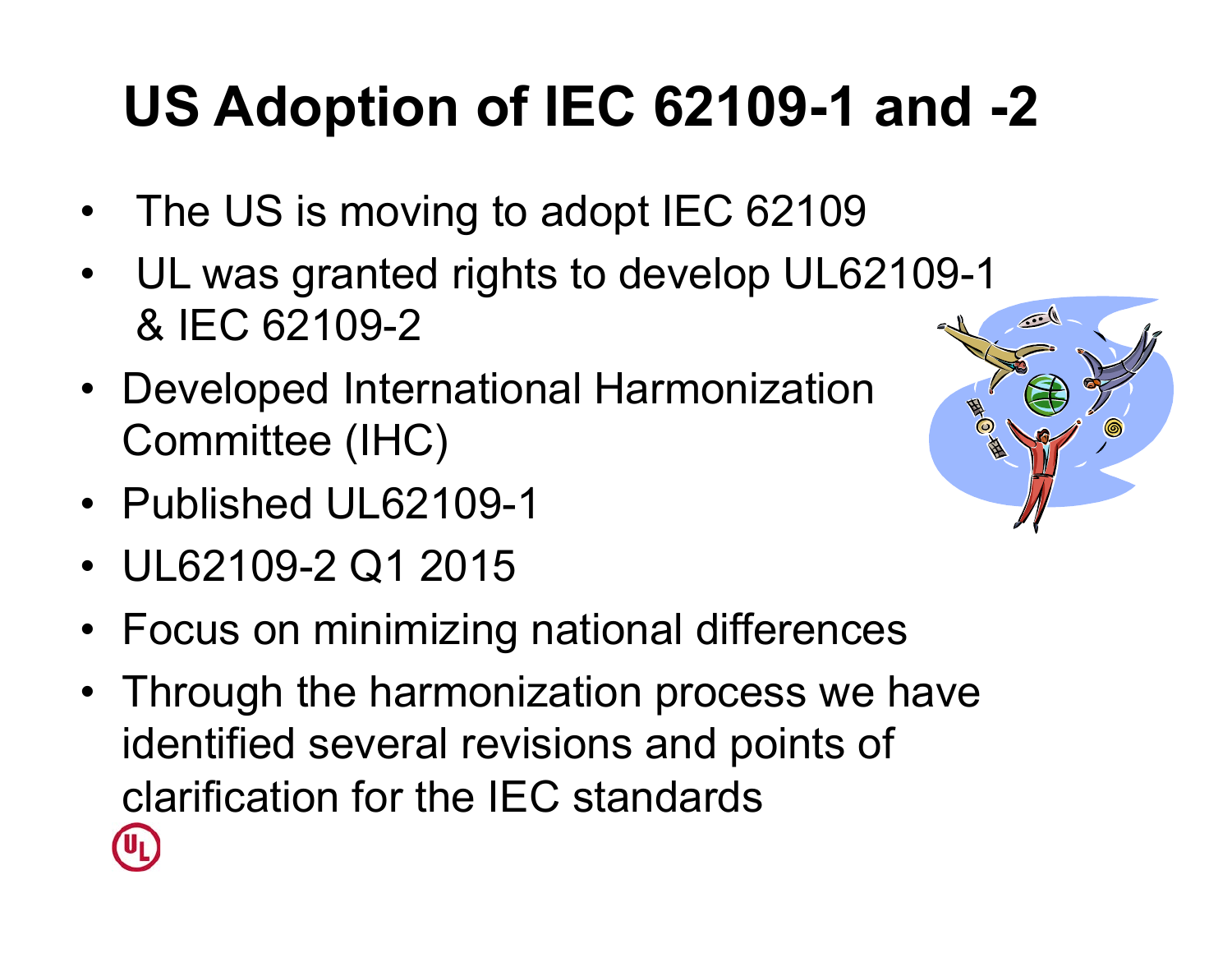# US Adoption of IEC 62109-1 and -2

- The US is moving to adopt IEC 62109
- UL was granted rights to develop UL62109-1 & IEC 62109-2
- Developed International Harmonization Committee (IHC)
- Published UL62109-1
- UL62109-2 Q1 2015
- Focus on minimizing national differences
- Through the harmonization process we have identified several revisions and points of clarification for the IEC standards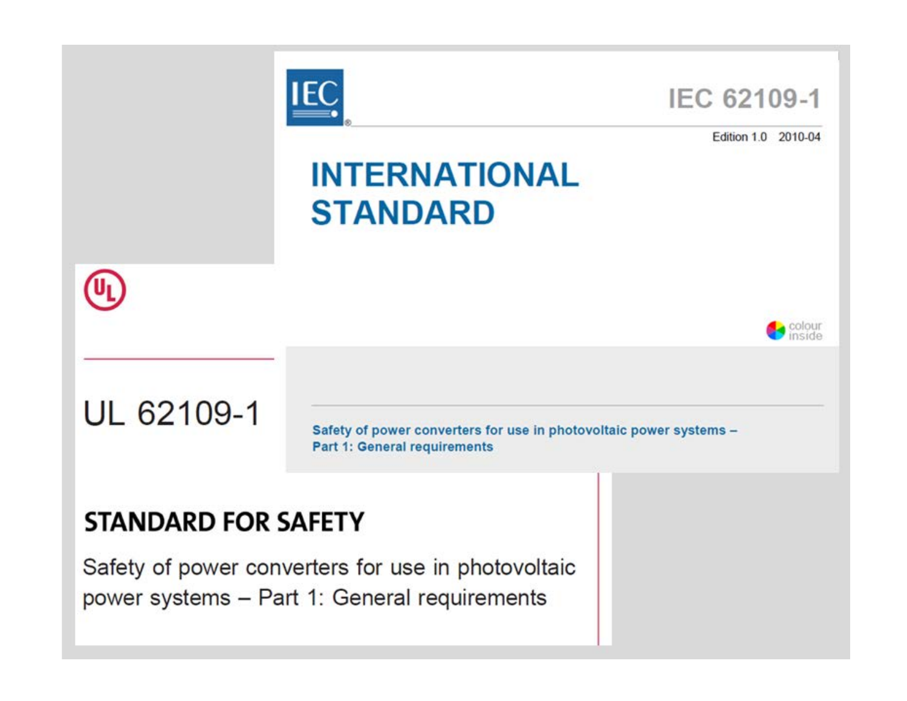IEC 62109-1

Edition 1.0 2010-04

# INTERNATIONAL STANDARD

Safety of power converters for use in photovoltaic power systems – Part 1: General requirements

UL 62109-1

## STANDARD FOR SAFETY

Safety of power converters for use in photovoltaic power systems – Part 1: General requirements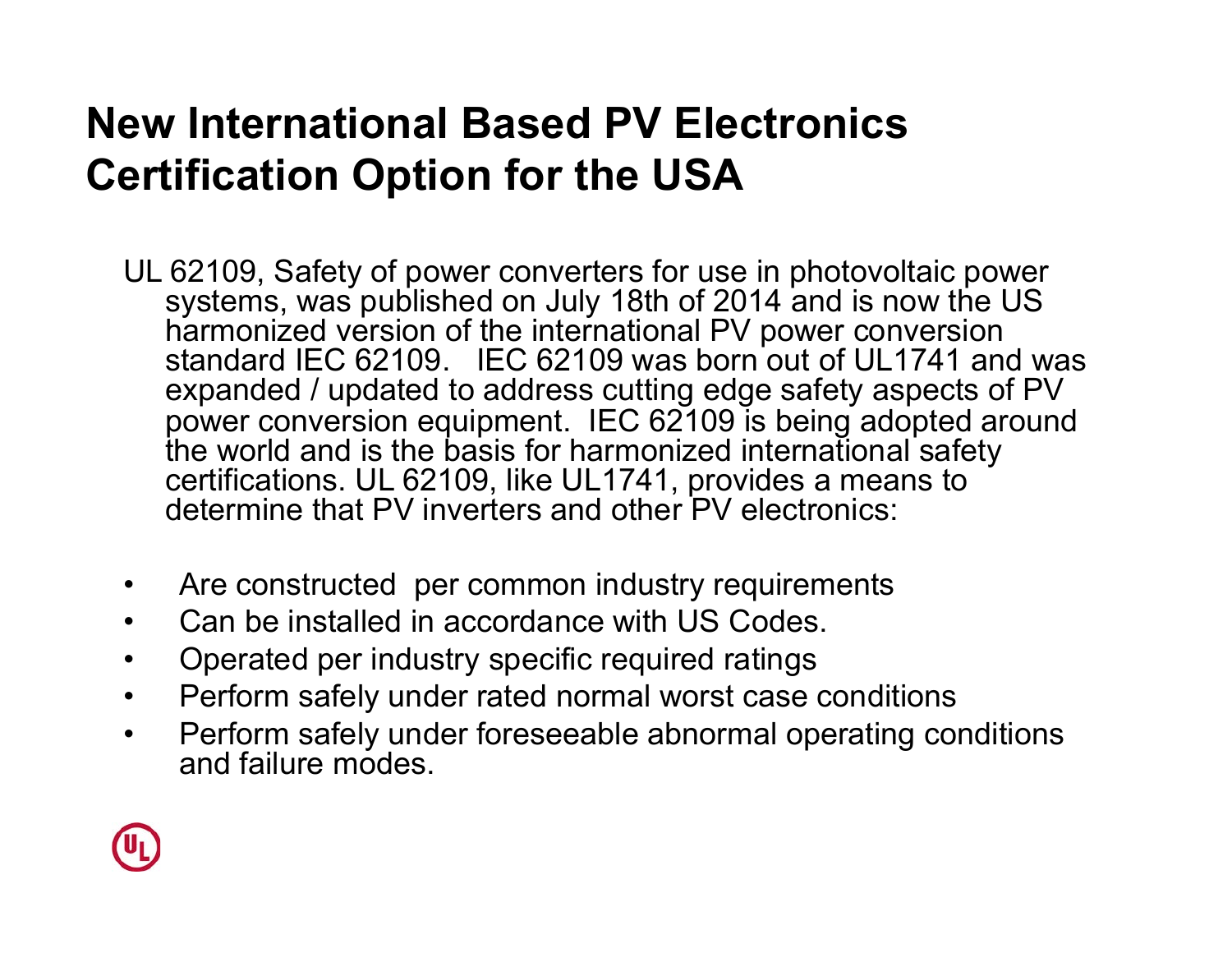# New International Based PV Electronics Certification Option for the USA

UL 62109, Safety of power converters for use in photovoltaic power systems, was published on July 18th of 2014 and is now the US harmonized version of the international PV power conversion standard IEC 62109. IEC 62109 was born out of UL1741 and was expanded / updated to address cutting edge safety aspects of PV power conversion equipment. IEC 62109 is being adopted around the world and is the basis for harmonized international safety certifications. UL 62109, like UL1741, provides a means to determine that PV inverters and other PV electronics:

- Are constructed per common industry requirements
- Can be installed in accordance with US Codes.
- Operated per industry specific required ratings
- Perform safely under rated normal worst case conditions
- Perform safely under foreseeable abnormal operating conditions and failure modes.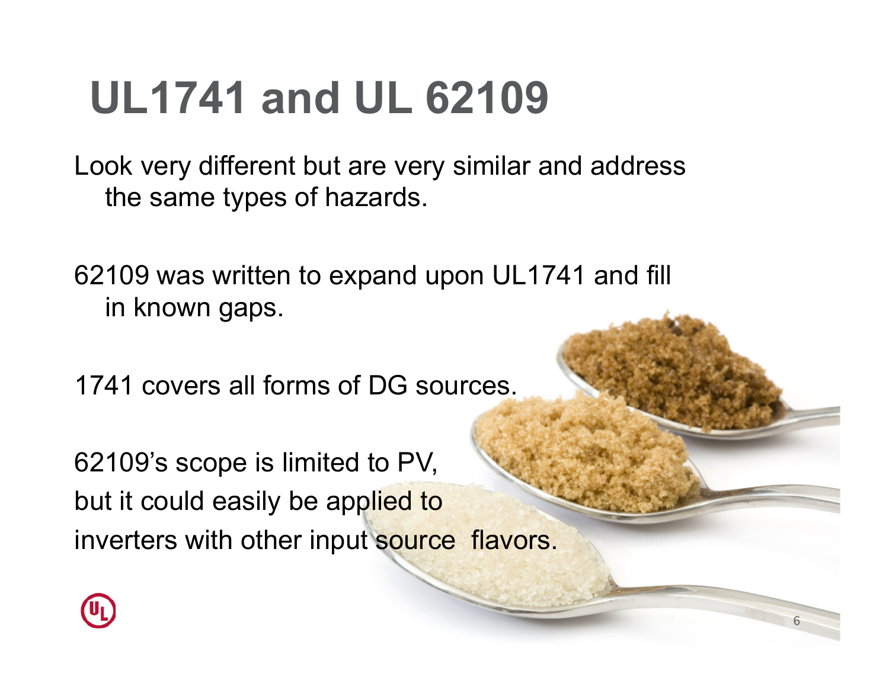# UL1741 and UL 62109

Look very different but are very similar and address the same types of hazards.

62109 was written to expand upon UL1741 and fill in known gaps.

1741 covers all forms of DG sources.

62109's scope is limited to PV, but it could easily be applied to inverters with other input source flavors.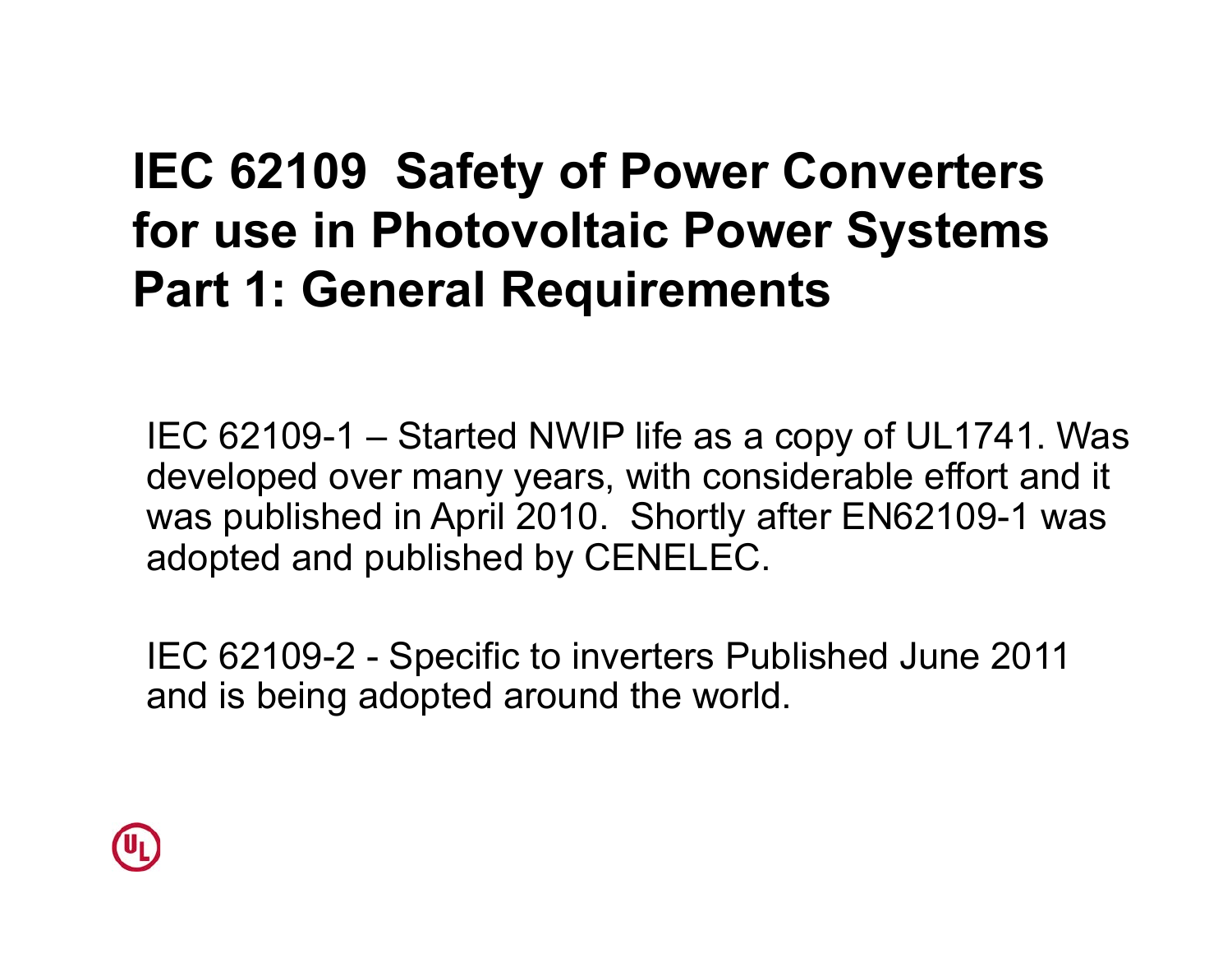# IEC 62109 Safety of Power Converters for use in Photovoltaic Power Systems Part 1: General Requirements

IEC 62109-1 – Started NWIP life as a copy of UL1741. Was developed over many years, with considerable effort and it was published in April 2010. Shortly after EN62109-1 was adopted and published by CENELEC.

IEC 62109-2 - Specific to inverters Published June 2011 and is being adopted around the world.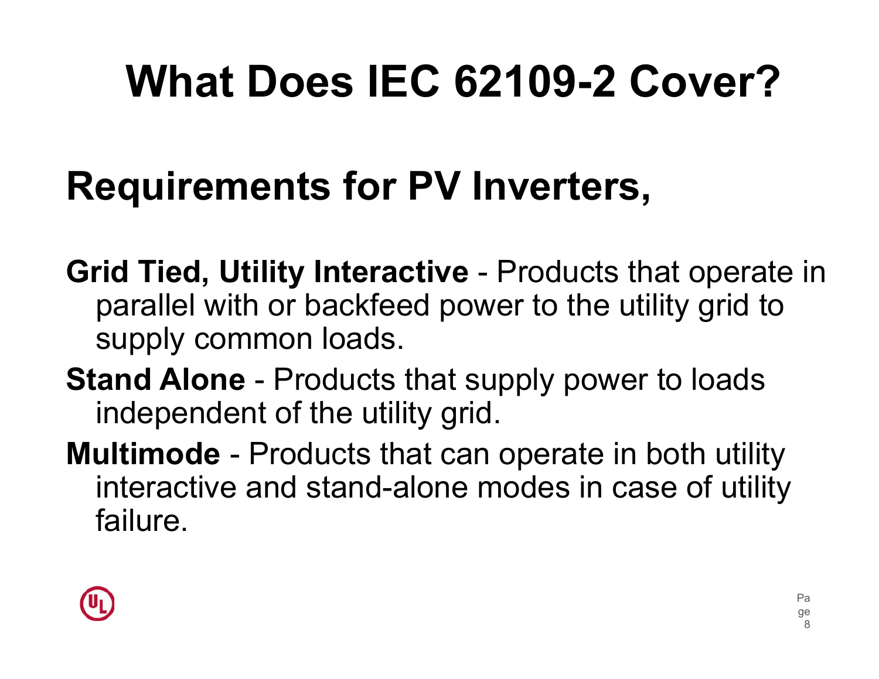# What Does IEC 62109-2 Cover?

## Requirements for PV Inverters,

**Grid Tied, Utility Interactive** - Products that operate in parallel with or backfeed power to the utility grid to supply common loads.

**Stand Alone** - Products that supply power to loads independent of the utility grid.

**Multimode** - Products that can operate in both utility interactive and stand-alone modes in case of utility failure.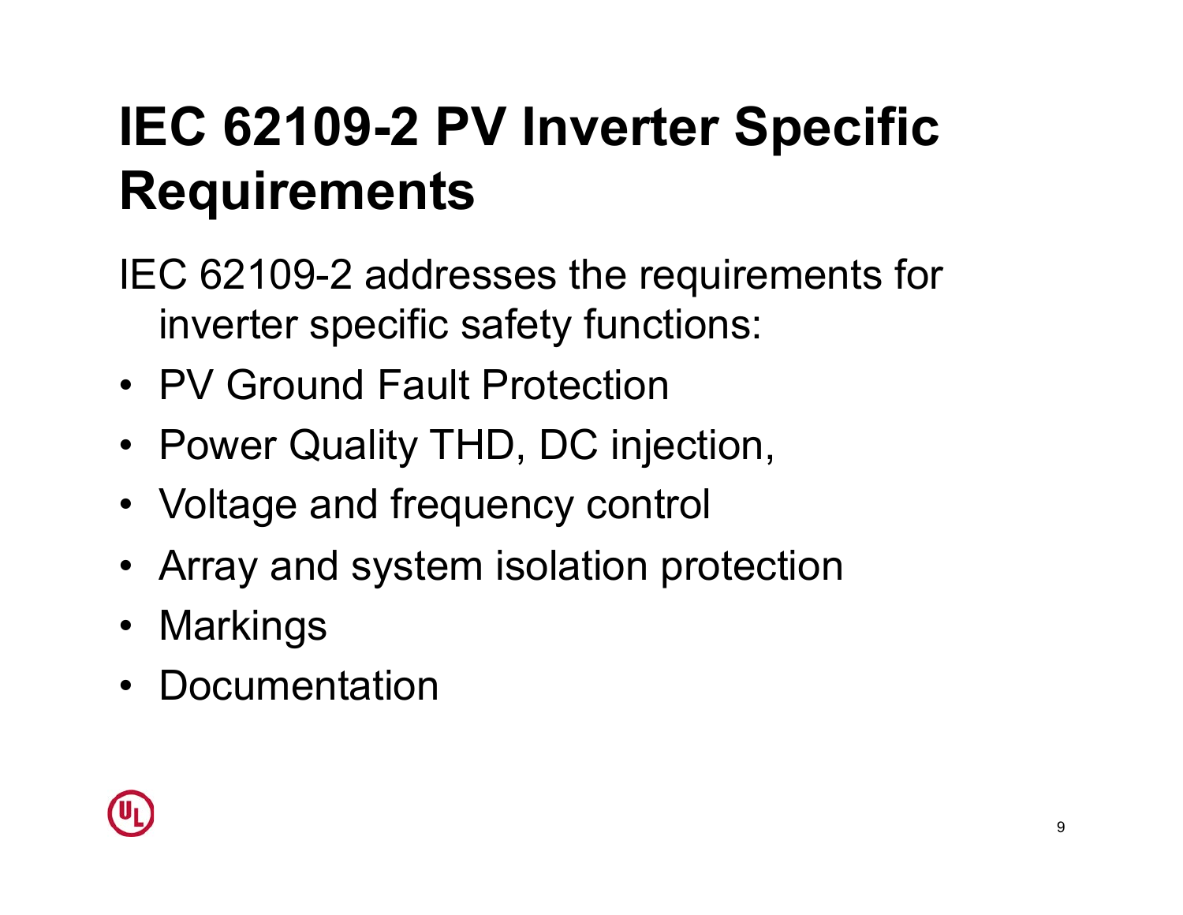# IEC 62109-2 PV Inverter Specific Requirements

IEC 62109-2 addresses the requirements for inverter specific safety functions:

- PV Ground Fault Protection
- Power Quality THD, DC injection,
- Voltage and frequency control
- Array and system isolation protection
- Markings
- Documentation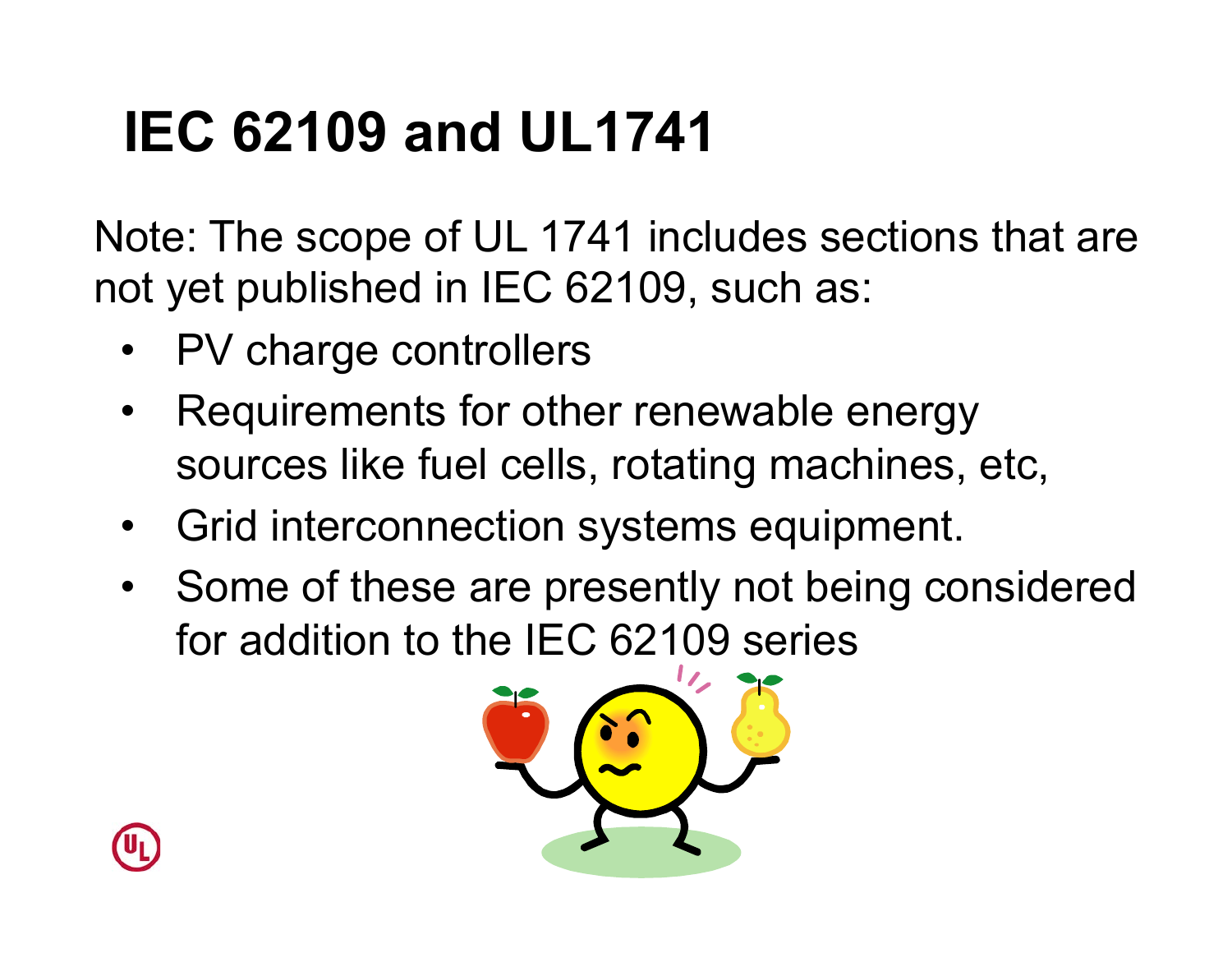# IEC 62109 and UL1741

Note: The scope of UL 1741 includes sections that are not yet published in IEC 62109, such as:

- PV charge controllers
- Requirements for other renewable energy sources like fuel cells, rotating machines, etc,
- Grid interconnection systems equipment.
- Some of these are presently not being considered for addition to the IEC 62109 series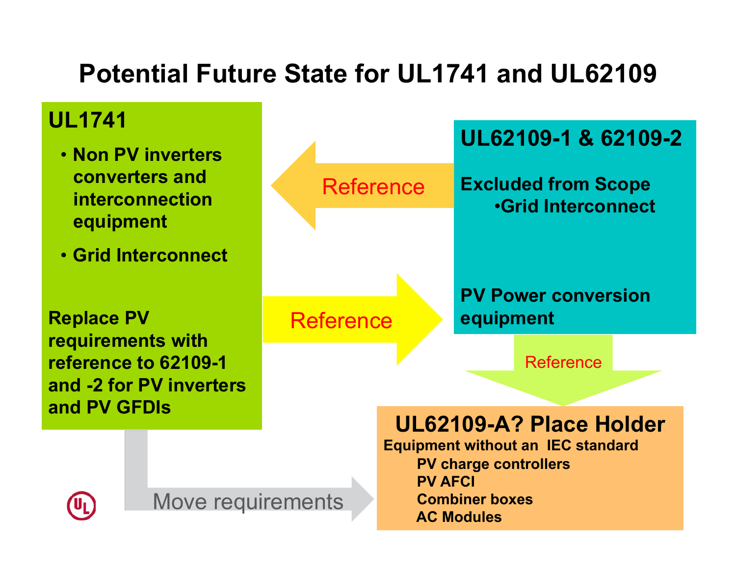# Potential Future State for UL1741 and UL62109

## UL1741

- Non PV inverters converters and interconnection equipment
- Grid Interconnect

Replace PV requirements with reference to 62109-1 and -2 for PV inverters and PV GFDIs

Reference

## UL62109-1 & 62109-2

Excluded from Scope
- Grid Interconnect

PV Power conversion equipment

Reference

Reference

## UL62109-A? Place Holder

Equipment without an IEC standard
- PV charge controllers
- PV AFCI
- Combiner boxes
- AC Modules

Move requirements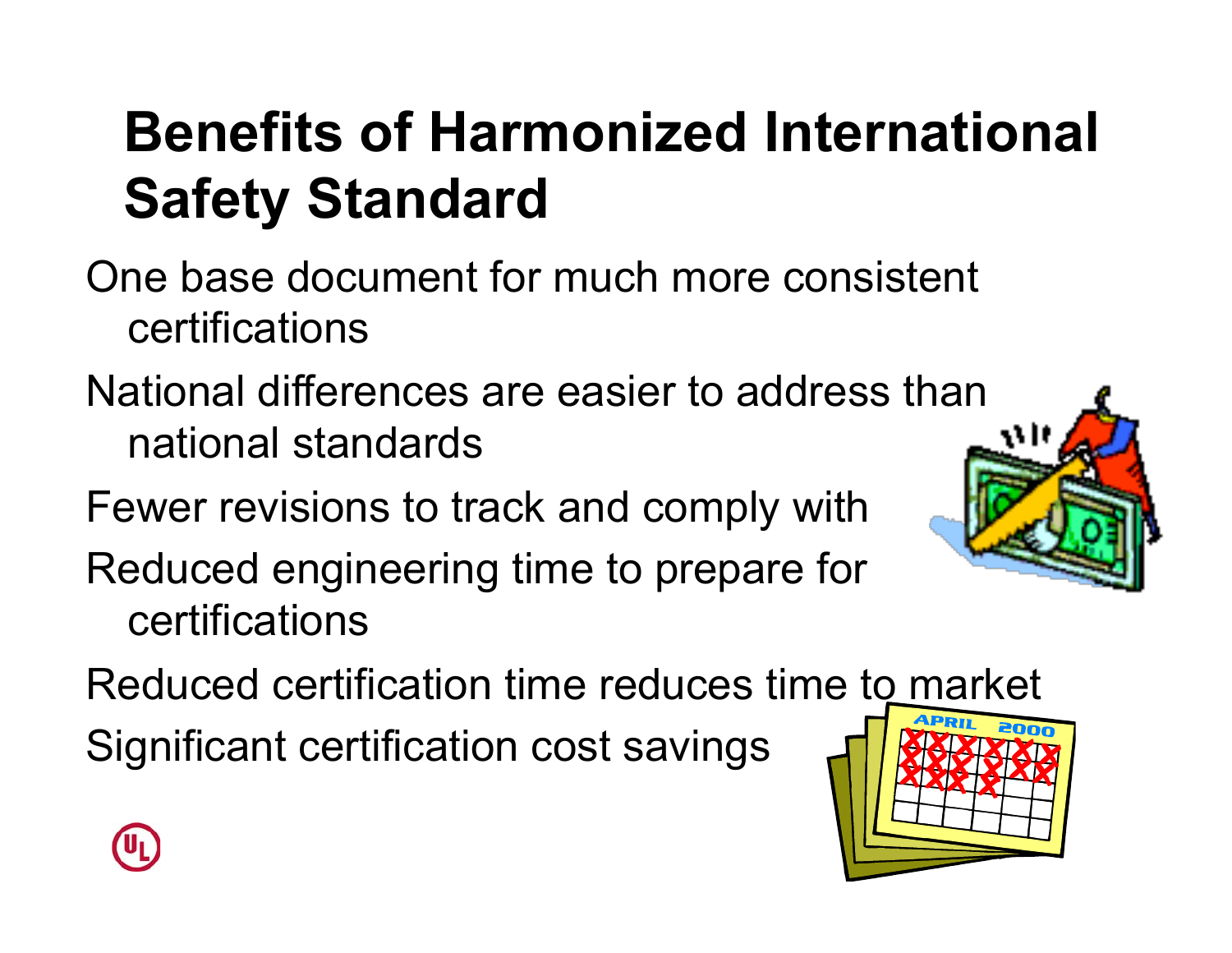# Benefits of Harmonized International Safety Standard

- One base document for much more consistent certifications
- National differences are easier to address than national standards
- Fewer revisions to track and comply with
- Reduced engineering time to prepare for certifications
- Reduced certification time reduces time to market
- Significant certification cost savings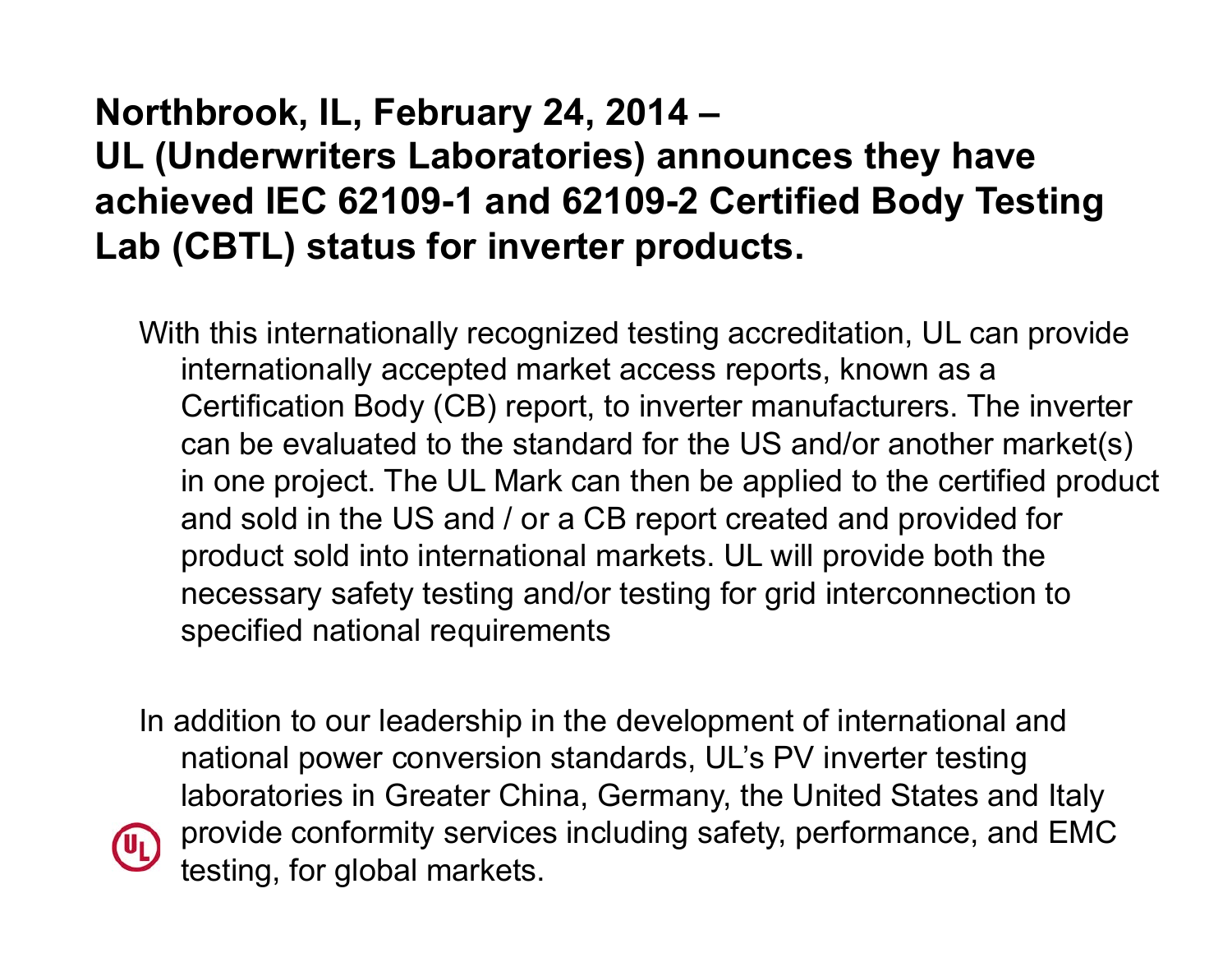**Northbrook, IL, February 24, 2014 –**
**UL (Underwriters Laboratories) announces they have achieved IEC 62109-1 and 62109-2 Certified Body Testing Lab (CBTL) status for inverter products.**

With this internationally recognized testing accreditation, UL can provide internationally accepted market access reports, known as a Certification Body (CB) report, to inverter manufacturers. The inverter can be evaluated to the standard for the US and/or another market(s) in one project. The UL Mark can then be applied to the certified product and sold in the US and / or a CB report created and provided for product sold into international markets. UL will provide both the necessary safety testing and/or testing for grid interconnection to specified national requirements

In addition to our leadership in the development of international and national power conversion standards, UL's PV inverter testing laboratories in Greater China, Germany, the United States and Italy provide conformity services including safety, performance, and EMC testing, for global markets.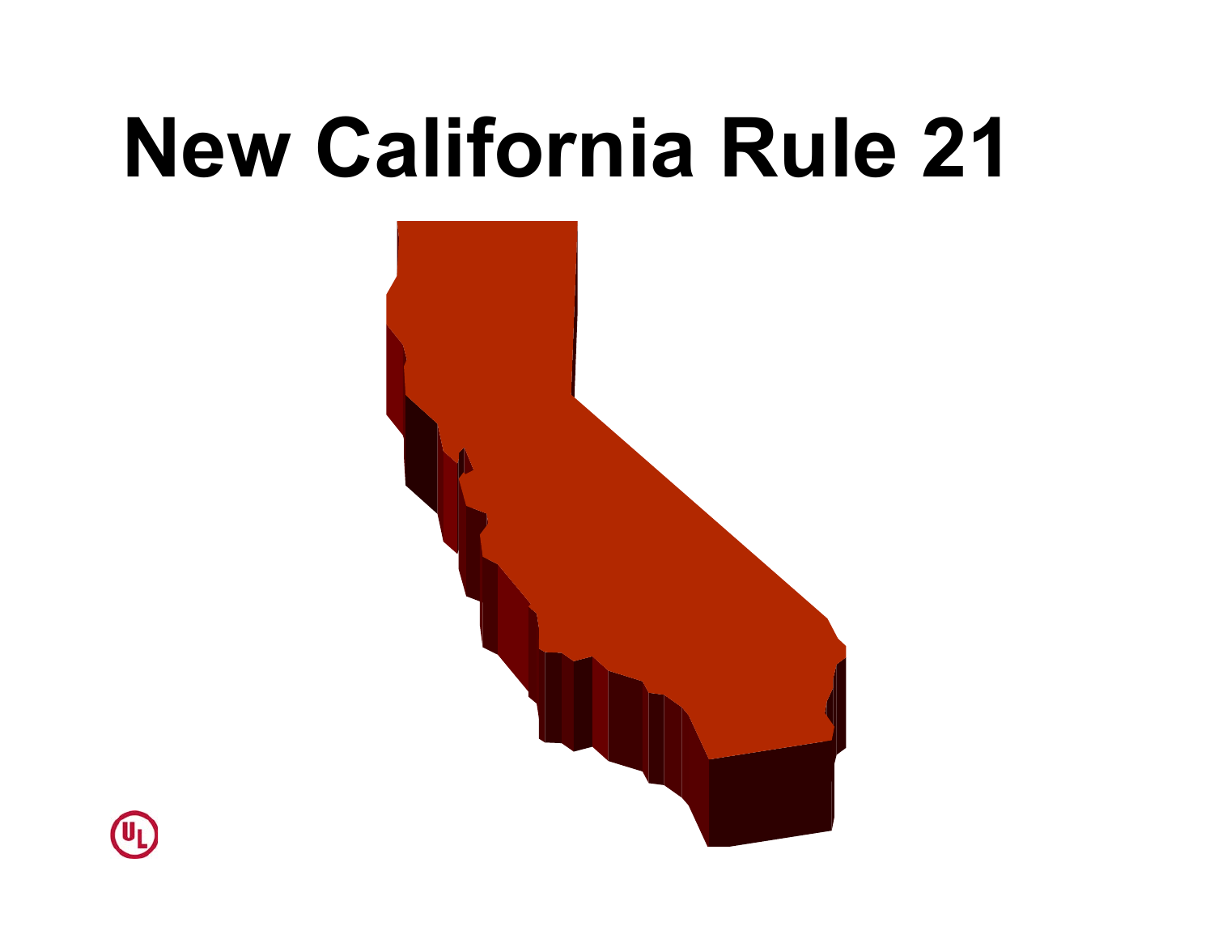# New California Rule 21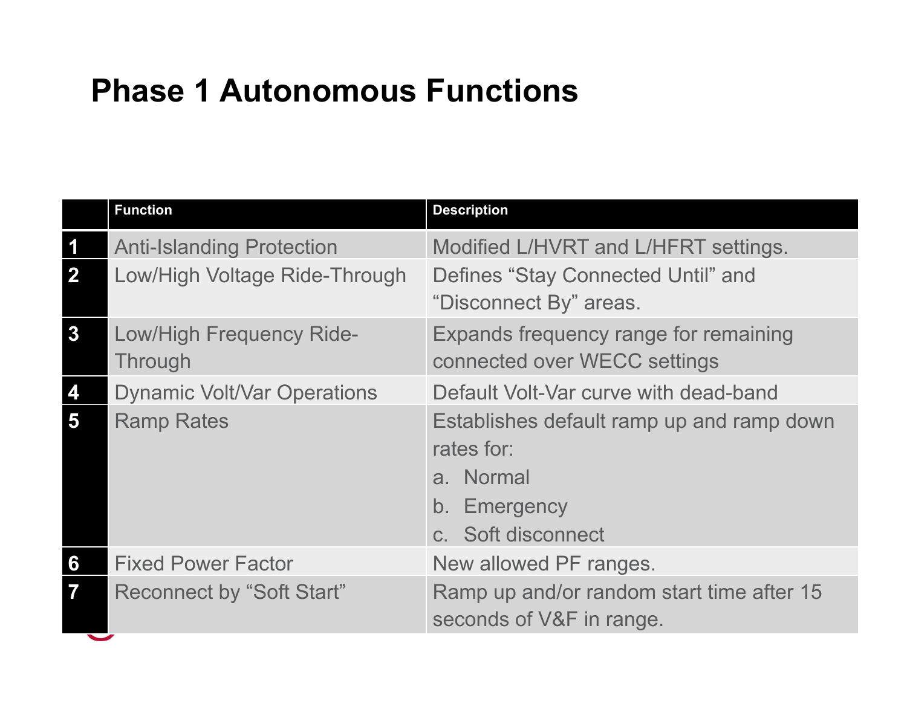# Phase 1 Autonomous Functions

| | Function | Description |
|---|---|---|
| 1 | Anti-Islanding Protection | Modified L/HVRT and L/HFRT settings. |
| 2 | Low/High Voltage Ride-Through | Defines "Stay Connected Until" and "Disconnect By" areas. |
| 3 | Low/High Frequency Ride-Through | Expands frequency range for remaining connected over WECC settings |
| 4 | Dynamic Volt/Var Operations | Default Volt-Var curve with dead-band |
| 5 | Ramp Rates | Establishes default ramp up and ramp down rates for: a. Normal b. Emergency c. Soft disconnect |
| 6 | Fixed Power Factor | New allowed PF ranges. |
| 7 | Reconnect by "Soft Start" | Ramp up and/or random start time after 15 seconds of V&F in range. |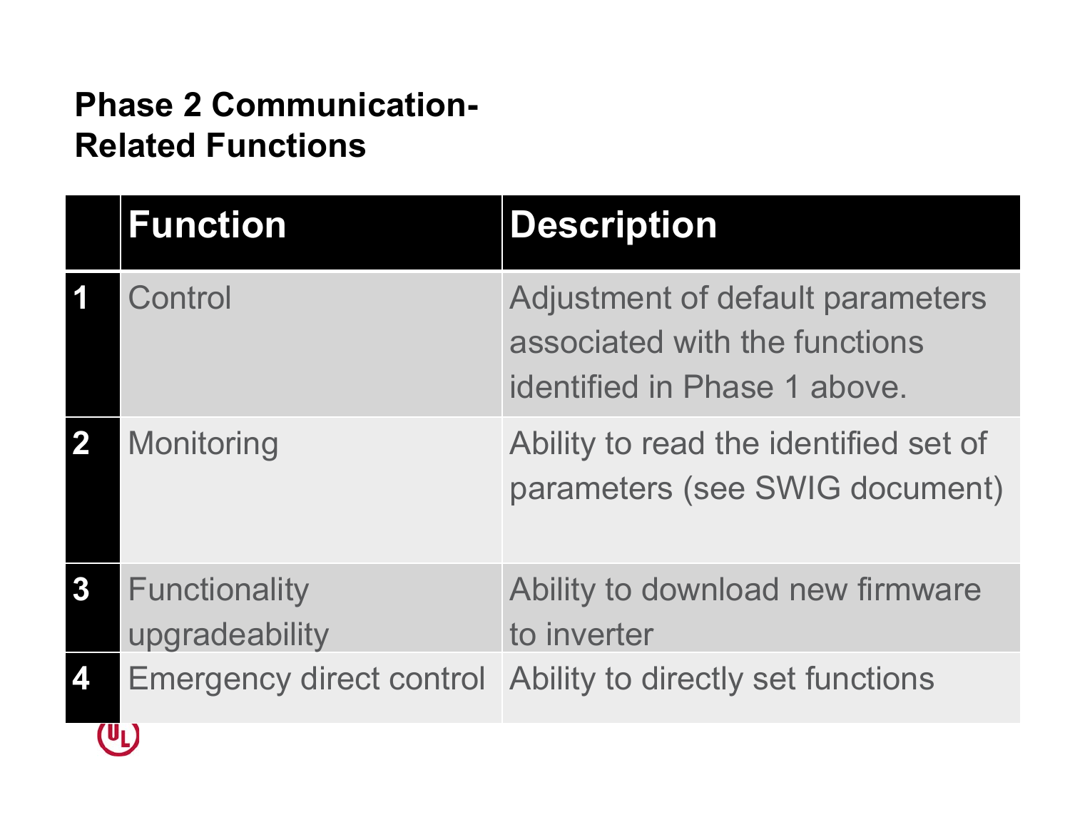## Phase 2 Communication-Related Functions

| | Function | Description |
|---|---|---|
| 1 | Control | Adjustment of default parameters associated with the functions identified in Phase 1 above. |
| 2 | Monitoring | Ability to read the identified set of parameters (see SWIG document) |
| 3 | Functionality upgradeability | Ability to download new firmware to inverter |
| 4 | Emergency direct control | Ability to directly set functions |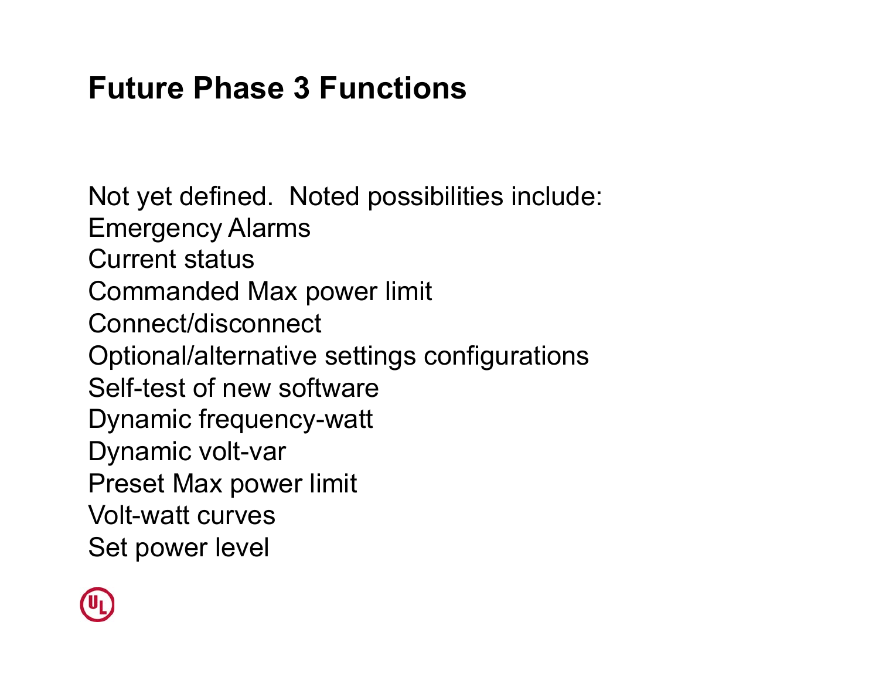# Future Phase 3 Functions

Not yet defined. Noted possibilities include:
Emergency Alarms
Current status
Commanded Max power limit
Connect/disconnect
Optional/alternative settings configurations
Self-test of new software
Dynamic frequency-watt
Dynamic volt-var
Preset Max power limit
Volt-watt curves
Set power level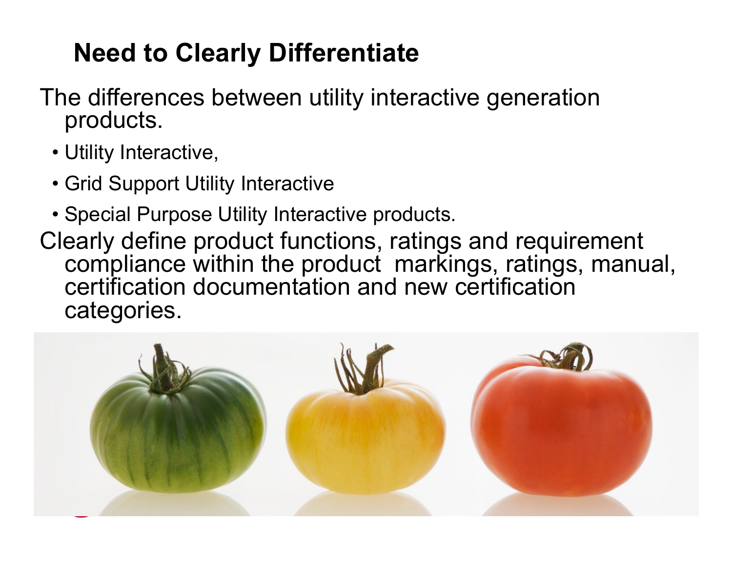# Need to Clearly Differentiate

The differences between utility interactive generation products.

- Utility Interactive,
- Grid Support Utility Interactive
- Special Purpose Utility Interactive products.

Clearly define product functions, ratings and requirement compliance within the product markings, ratings, manual, certification documentation and new certification categories.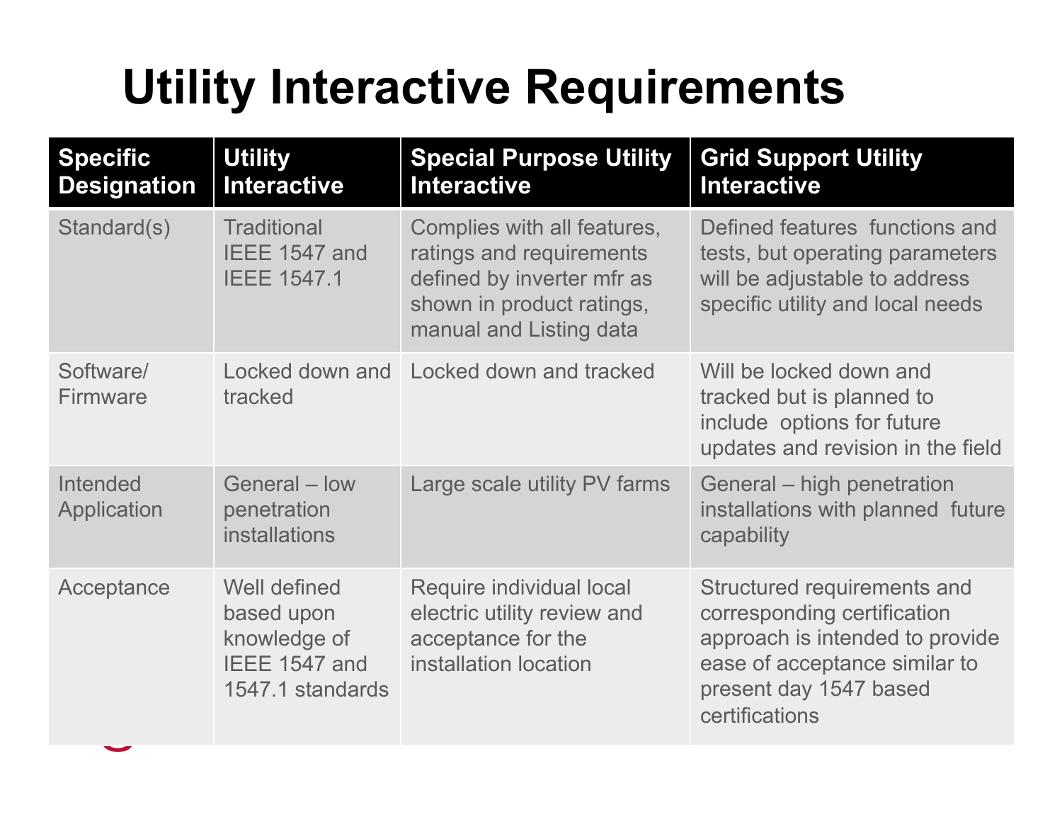# Utility Interactive Requirements

| Specific Designation | Utility Interactive | Special Purpose Utility Interactive | Grid Support Utility Interactive |
|---|---|---|---|
| Standard(s) | Traditional IEEE 1547 and IEEE 1547.1 | Complies with all features, ratings and requirements defined by inverter mfr as shown in product ratings, manual and Listing data | Defined features functions and tests, but operating parameters will be adjustable to address specific utility and local needs |
| Software/ Firmware | Locked down and tracked | Locked down and tracked | Will be locked down and tracked but is planned to include options for future updates and revision in the field |
| Intended Application | General – low penetration installations | Large scale utility PV farms | General – high penetration installations with planned future capability |
| Acceptance | Well defined based upon knowledge of IEEE 1547 and 1547.1 standards | Require individual local electric utility review and acceptance for the installation location | Structured requirements and corresponding certification approach is intended to provide ease of acceptance similar to present day 1547 based certifications |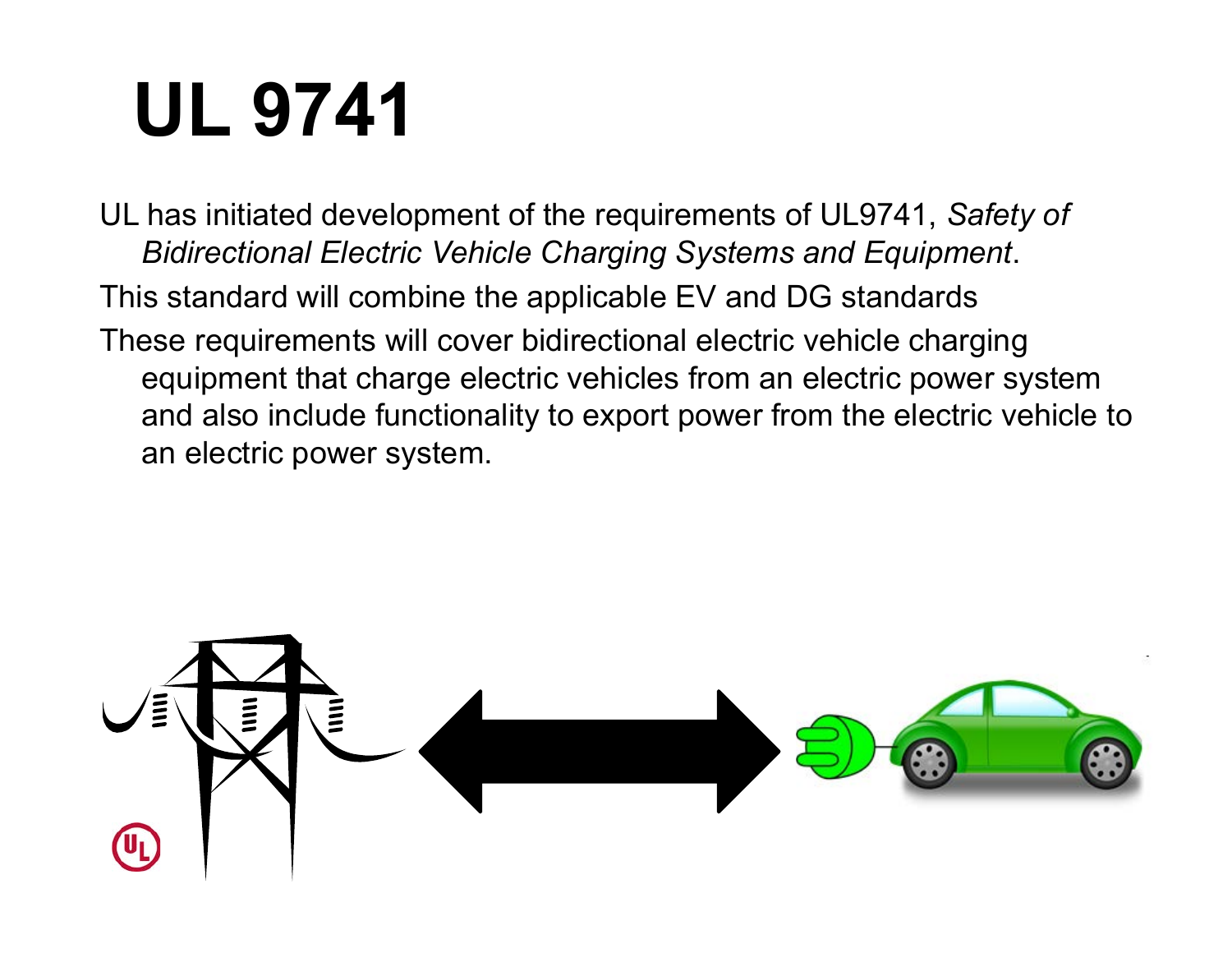# UL 9741

UL has initiated development of the requirements of UL9741, *Safety of Bidirectional Electric Vehicle Charging Systems and Equipment*.

This standard will combine the applicable EV and DG standards

These requirements will cover bidirectional electric vehicle charging equipment that charge electric vehicles from an electric power system and also include functionality to export power from the electric vehicle to an electric power system.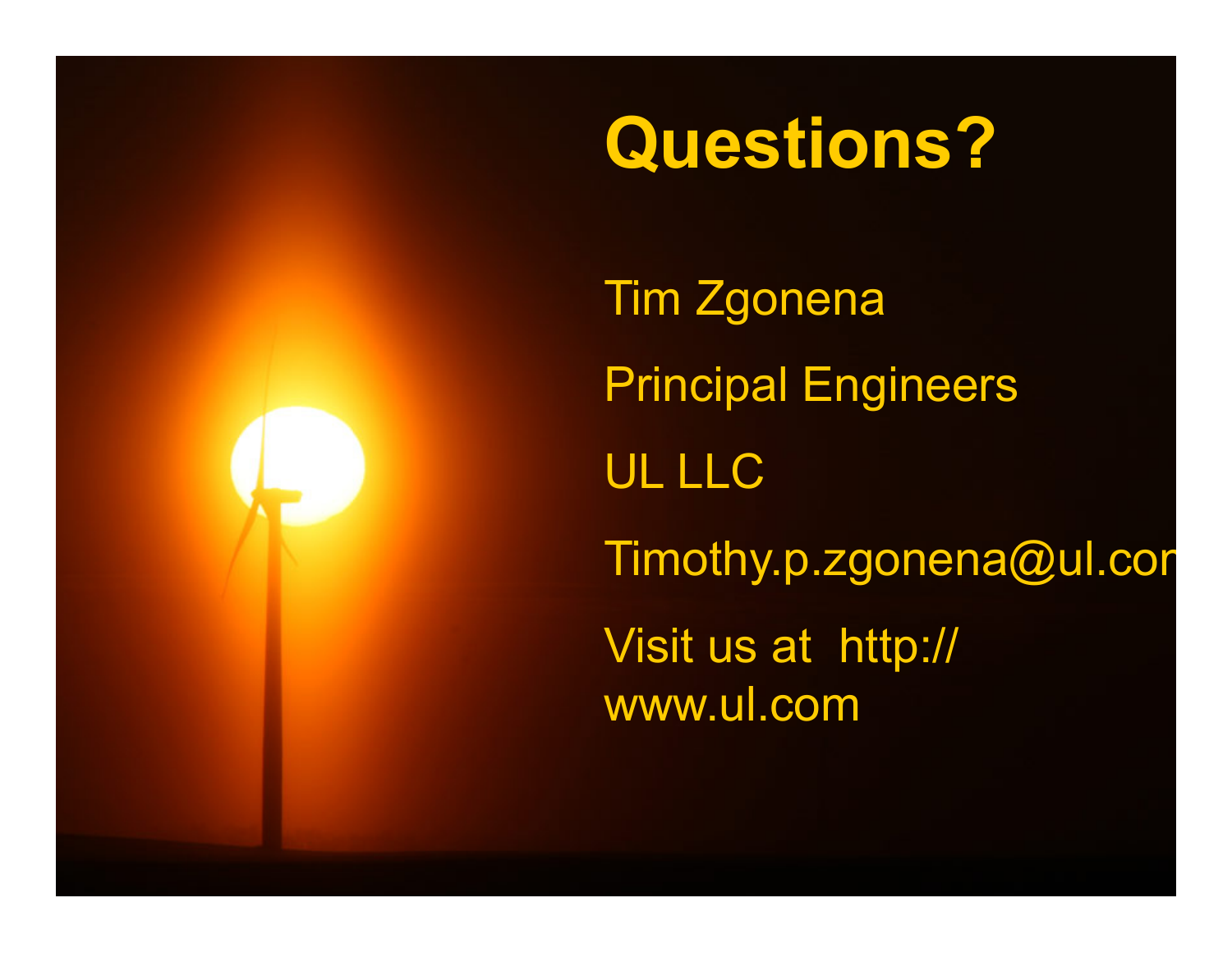# Questions?

Tim Zgonena

Principal Engineers

UL LLC

Timothy.p.zgonena@ul.com

Visit us at http://www.ul.com